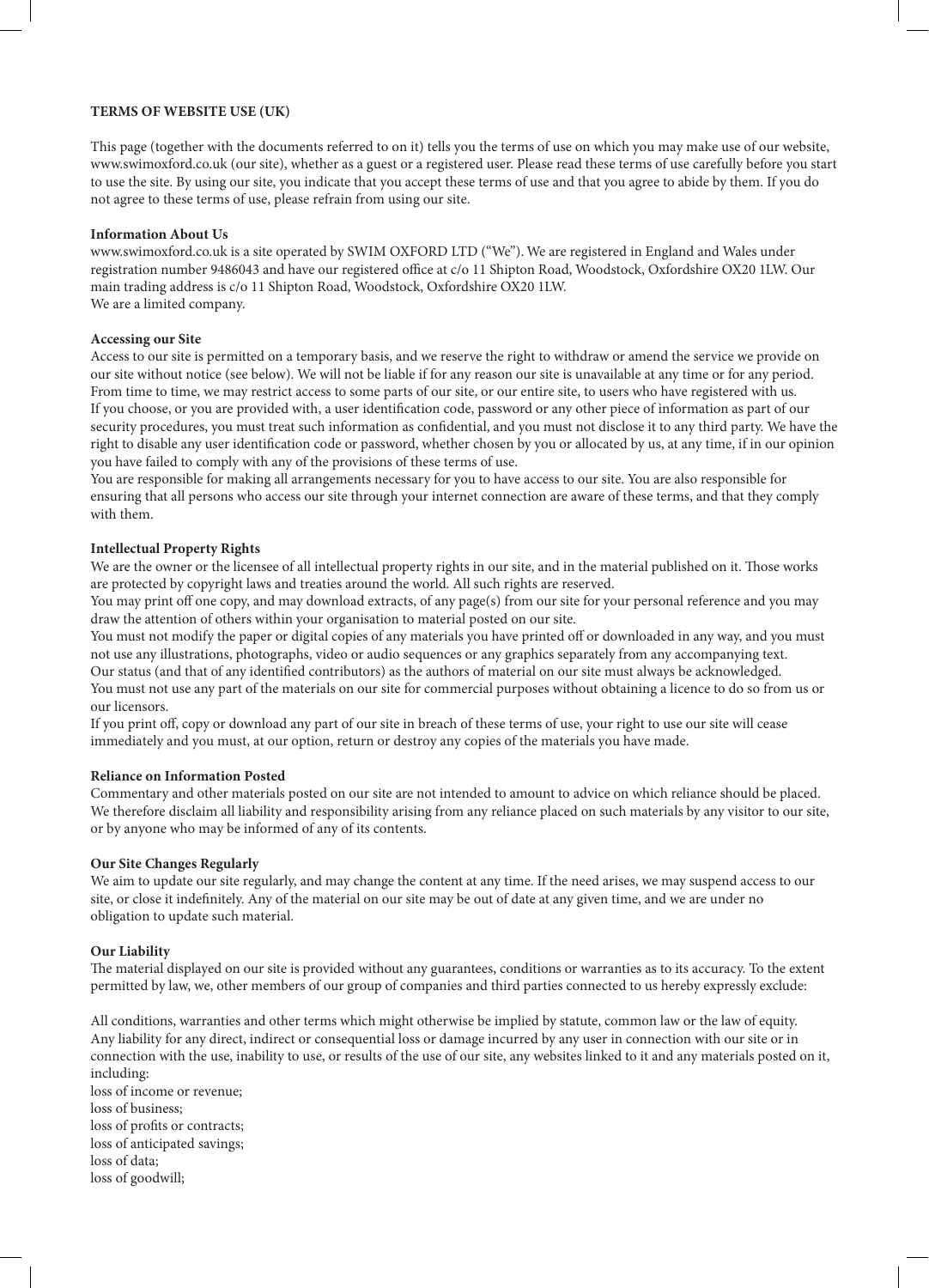**TERMS OF WEBSITE USE (UK)**

This page (together with the documents referred to on it) tells you the terms of use on which you may make use of our website, www.swimoxford.co.uk (our site), whether as a guest or a registered user. Please read these terms of use carefully before you start to use the site. By using our site, you indicate that you accept these terms of use and that you agree to abide by them. If you do not agree to these terms of use, please refrain from using our site.

**Information About Us**

www.swimoxford.co.uk is a site operated by SWIM OXFORD LTD ("We"). We are registered in England and Wales under registration number 9486043 and have our registered office at c/o 11 Shipton Road, Woodstock, Oxfordshire OX20 1LW. Our main trading address is c/o 11 Shipton Road, Woodstock, Oxfordshire OX20 1LW.
We are a limited company.

**Accessing our Site**

Access to our site is permitted on a temporary basis, and we reserve the right to withdraw or amend the service we provide on our site without notice (see below). We will not be liable if for any reason our site is unavailable at any time or for any period. From time to time, we may restrict access to some parts of our site, or our entire site, to users who have registered with us.
If you choose, or you are provided with, a user identification code, password or any other piece of information as part of our security procedures, you must treat such information as confidential, and you must not disclose it to any third party. We have the right to disable any user identification code or password, whether chosen by you or allocated by us, at any time, if in our opinion you have failed to comply with any of the provisions of these terms of use.
You are responsible for making all arrangements necessary for you to have access to our site. You are also responsible for ensuring that all persons who access our site through your internet connection are aware of these terms, and that they comply with them.

**Intellectual Property Rights**

We are the owner or the licensee of all intellectual property rights in our site, and in the material published on it. Those works are protected by copyright laws and treaties around the world. All such rights are reserved.
You may print off one copy, and may download extracts, of any page(s) from our site for your personal reference and you may draw the attention of others within your organisation to material posted on our site.
You must not modify the paper or digital copies of any materials you have printed off or downloaded in any way, and you must not use any illustrations, photographs, video or audio sequences or any graphics separately from any accompanying text.
Our status (and that of any identified contributors) as the authors of material on our site must always be acknowledged.
You must not use any part of the materials on our site for commercial purposes without obtaining a licence to do so from us or our licensors.
If you print off, copy or download any part of our site in breach of these terms of use, your right to use our site will cease immediately and you must, at our option, return or destroy any copies of the materials you have made.

**Reliance on Information Posted**

Commentary and other materials posted on our site are not intended to amount to advice on which reliance should be placed. We therefore disclaim all liability and responsibility arising from any reliance placed on such materials by any visitor to our site, or by anyone who may be informed of any of its contents.

**Our Site Changes Regularly**

We aim to update our site regularly, and may change the content at any time. If the need arises, we may suspend access to our site, or close it indefinitely. Any of the material on our site may be out of date at any given time, and we are under no obligation to update such material.

**Our Liability**

The material displayed on our site is provided without any guarantees, conditions or warranties as to its accuracy. To the extent permitted by law, we, other members of our group of companies and third parties connected to us hereby expressly exclude:

All conditions, warranties and other terms which might otherwise be implied by statute, common law or the law of equity.
Any liability for any direct, indirect or consequential loss or damage incurred by any user in connection with our site or in connection with the use, inability to use, or results of the use of our site, any websites linked to it and any materials posted on it, including:
loss of income or revenue;
loss of business;
loss of profits or contracts;
loss of anticipated savings;
loss of data;
loss of goodwill;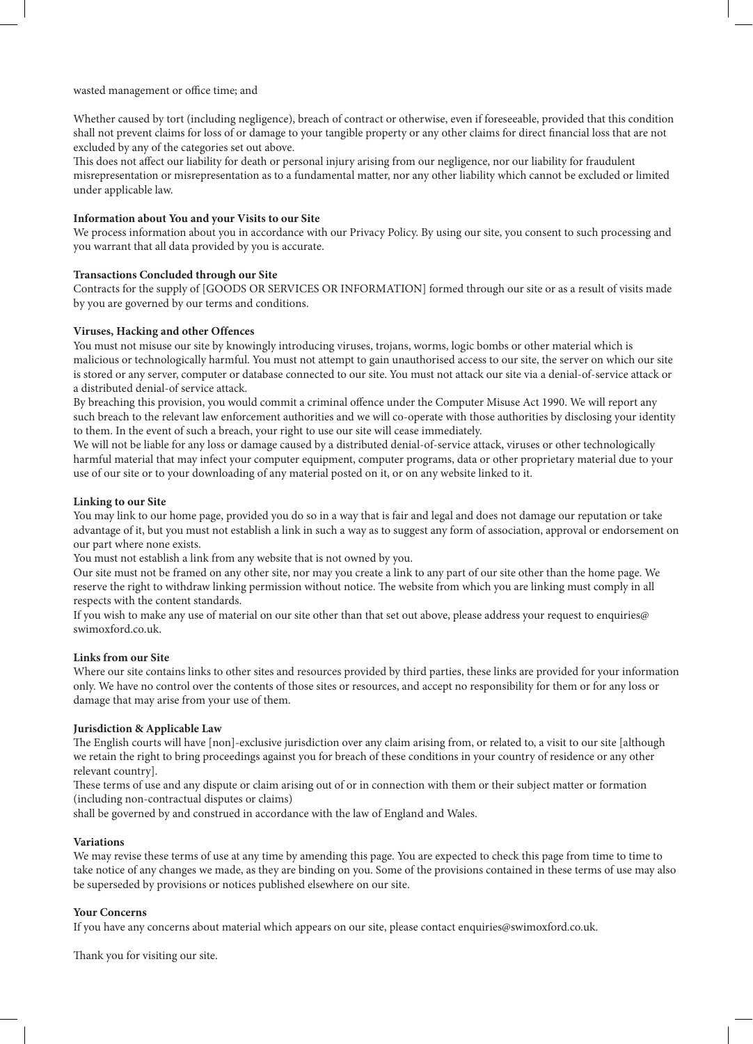wasted management or office time; and

Whether caused by tort (including negligence), breach of contract or otherwise, even if foreseeable, provided that this condition shall not prevent claims for loss of or damage to your tangible property or any other claims for direct financial loss that are not excluded by any of the categories set out above.
This does not affect our liability for death or personal injury arising from our negligence, nor our liability for fraudulent misrepresentation or misrepresentation as to a fundamental matter, nor any other liability which cannot be excluded or limited under applicable law.

**Information about You and your Visits to our Site**
We process information about you in accordance with our Privacy Policy. By using our site, you consent to such processing and you warrant that all data provided by you is accurate.

**Transactions Concluded through our Site**
Contracts for the supply of [GOODS OR SERVICES OR INFORMATION] formed through our site or as a result of visits made by you are governed by our terms and conditions.

**Viruses, Hacking and other Offences**
You must not misuse our site by knowingly introducing viruses, trojans, worms, logic bombs or other material which is malicious or technologically harmful. You must not attempt to gain unauthorised access to our site, the server on which our site is stored or any server, computer or database connected to our site. You must not attack our site via a denial-of-service attack or a distributed denial-of service attack.
By breaching this provision, you would commit a criminal offence under the Computer Misuse Act 1990. We will report any such breach to the relevant law enforcement authorities and we will co-operate with those authorities by disclosing your identity to them. In the event of such a breach, your right to use our site will cease immediately.
We will not be liable for any loss or damage caused by a distributed denial-of-service attack, viruses or other technologically harmful material that may infect your computer equipment, computer programs, data or other proprietary material due to your use of our site or to your downloading of any material posted on it, or on any website linked to it.

**Linking to our Site**
You may link to our home page, provided you do so in a way that is fair and legal and does not damage our reputation or take advantage of it, but you must not establish a link in such a way as to suggest any form of association, approval or endorsement on our part where none exists.
You must not establish a link from any website that is not owned by you.
Our site must not be framed on any other site, nor may you create a link to any part of our site other than the home page. We reserve the right to withdraw linking permission without notice. The website from which you are linking must comply in all respects with the content standards.
If you wish to make any use of material on our site other than that set out above, please address your request to enquiries@swimoxford.co.uk.

**Links from our Site**
Where our site contains links to other sites and resources provided by third parties, these links are provided for your information only. We have no control over the contents of those sites or resources, and accept no responsibility for them or for any loss or damage that may arise from your use of them.

**Jurisdiction & Applicable Law**
The English courts will have [non]-exclusive jurisdiction over any claim arising from, or related to, a visit to our site [although we retain the right to bring proceedings against you for breach of these conditions in your country of residence or any other relevant country].
These terms of use and any dispute or claim arising out of or in connection with them or their subject matter or formation (including non-contractual disputes or claims)
shall be governed by and construed in accordance with the law of England and Wales.

**Variations**
We may revise these terms of use at any time by amending this page. You are expected to check this page from time to time to take notice of any changes we made, as they are binding on you. Some of the provisions contained in these terms of use may also be superseded by provisions or notices published elsewhere on our site.

**Your Concerns**
If you have any concerns about material which appears on our site, please contact enquiries@swimoxford.co.uk.

Thank you for visiting our site.